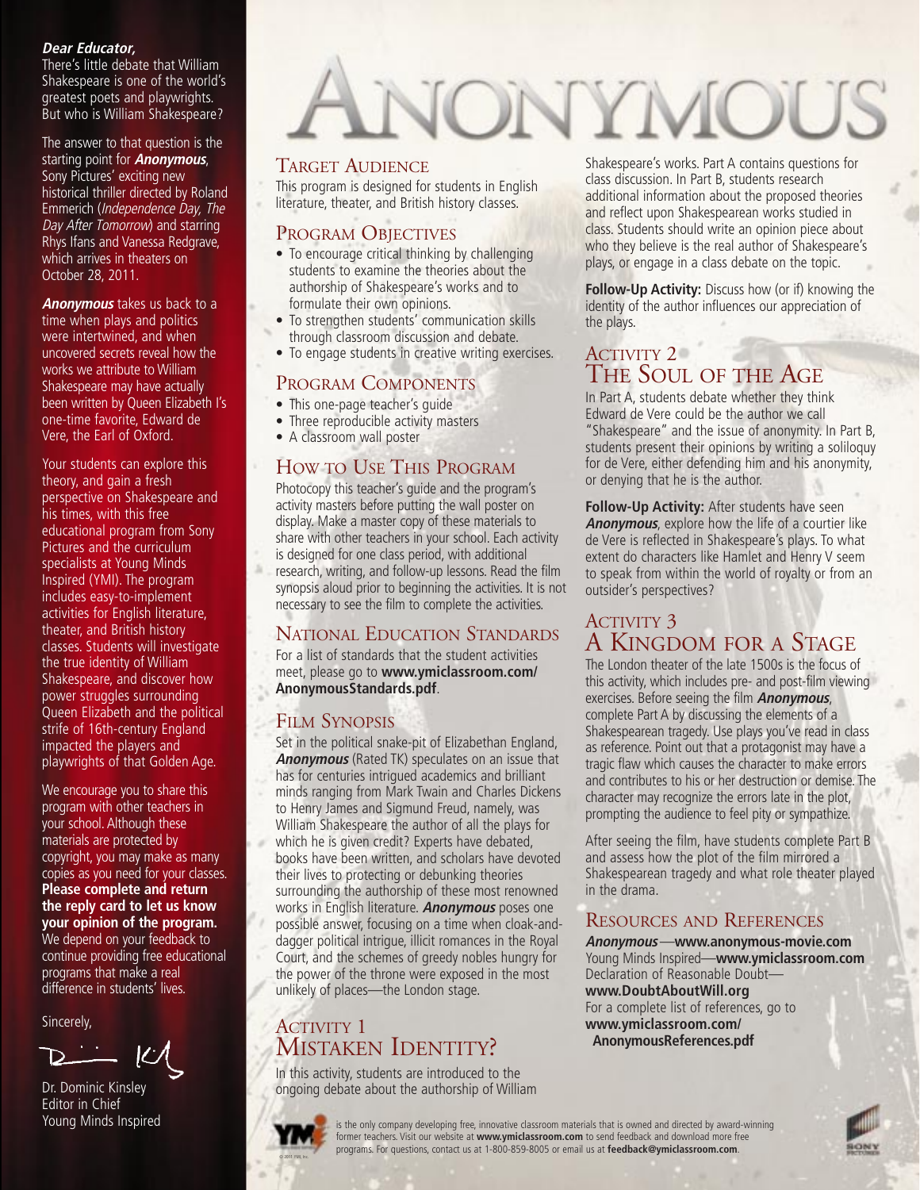# ANONYMOUS

**Dear Educator,**

There's little debate that William Shakespeare is one of the world's greatest poets and playwrights. But who is William Shakespeare?

The answer to that question is the starting point for ***Anonymous***, Sony Pictures' exciting new historical thriller directed by Roland Emmerich (*Independence Day, The Day After Tomorrow*) and starring Rhys Ifans and Vanessa Redgrave, which arrives in theaters on October 28, 2011.

***Anonymous*** takes us back to a time when plays and politics were intertwined, and when uncovered secrets reveal how the works we attribute to William Shakespeare may have actually been written by Queen Elizabeth I's one-time favorite, Edward de Vere, the Earl of Oxford.

Your students can explore this theory, and gain a fresh perspective on Shakespeare and his times, with this free educational program from Sony Pictures and the curriculum specialists at Young Minds Inspired (YMI). The program includes easy-to-implement activities for English literature, theater, and British history classes. Students will investigate the true identity of William Shakespeare, and discover how power struggles surrounding Queen Elizabeth and the political strife of 16th-century England impacted the players and playwrights of that Golden Age.

We encourage you to share this program with other teachers in your school. Although these materials are protected by copyright, you may make as many copies as you need for your classes. **Please complete and return the reply card to let us know your opinion of the program.** We depend on your feedback to continue providing free educational programs that make a real difference in students' lives.

Sincerely,

Dr. Dominic Kinsley
Editor in Chief
Young Minds Inspired

## Target Audience

This program is designed for students in English literature, theater, and British history classes.

## Program Objectives

- To encourage critical thinking by challenging students to examine the theories about the authorship of Shakespeare's works and to formulate their own opinions.
- To strengthen students' communication skills through classroom discussion and debate.
- To engage students in creative writing exercises.

## Program Components

- This one-page teacher's guide
- Three reproducible activity masters
- A classroom wall poster

## How to Use This Program

Photocopy this teacher's guide and the program's activity masters before putting the wall poster on display. Make a master copy of these materials to share with other teachers in your school. Each activity is designed for one class period, with additional research, writing, and follow-up lessons. Read the film synopsis aloud prior to beginning the activities. It is not necessary to see the film to complete the activities.

## National Education Standards

For a list of standards that the student activities meet, please go to **www.ymiclassroom.com/AnonymousStandards.pdf**.

## Film Synopsis

Set in the political snake-pit of Elizabethan England, ***Anonymous*** (Rated TK) speculates on an issue that has for centuries intrigued academics and brilliant minds ranging from Mark Twain and Charles Dickens to Henry James and Sigmund Freud, namely, was William Shakespeare the author of all the plays for which he is given credit? Experts have debated, books have been written, and scholars have devoted their lives to protecting or debunking theories surrounding the authorship of these most renowned works in English literature. ***Anonymous*** poses one possible answer, focusing on a time when cloak-and-dagger political intrigue, illicit romances in the Royal Court, and the schemes of greedy nobles hungry for the power of the throne were exposed in the most unlikely of places—the London stage.

## Activity 1
## Mistaken Identity?

In this activity, students are introduced to the ongoing debate about the authorship of William Shakespeare's works. Part A contains questions for class discussion. In Part B, students research additional information about the proposed theories and reflect upon Shakespearean works studied in class. Students should write an opinion piece about who they believe is the real author of Shakespeare's plays, or engage in a class debate on the topic.

**Follow-Up Activity:** Discuss how (or if) knowing the identity of the author influences our appreciation of the plays.

## Activity 2
## The Soul of the Age

In Part A, students debate whether they think Edward de Vere could be the author we call "Shakespeare" and the issue of anonymity. In Part B, students present their opinions by writing a soliloquy for de Vere, either defending him and his anonymity, or denying that he is the author.

**Follow-Up Activity:** After students have seen ***Anonymous***, explore how the life of a courtier like de Vere is reflected in Shakespeare's plays. To what extent do characters like Hamlet and Henry V seem to speak from within the world of royalty or from an outsider's perspectives?

## Activity 3
## A Kingdom for a Stage

The London theater of the late 1500s is the focus of this activity, which includes pre- and post-film viewing exercises. Before seeing the film ***Anonymous***, complete Part A by discussing the elements of a Shakespearean tragedy. Use plays you've read in class as reference. Point out that a protagonist may have a tragic flaw which causes the character to make errors and contributes to his or her destruction or demise. The character may recognize the errors late in the plot, prompting the audience to feel pity or sympathize.

After seeing the film, have students complete Part B and assess how the plot of the film mirrored a Shakespearean tragedy and what role theater played in the drama.

## Resources and References

***Anonymous***—**www.anonymous-movie.com**
Young Minds Inspired—**www.ymiclassroom.com**
Declaration of Reasonable Doubt—**www.DoubtAboutWill.org**
For a complete list of references, go to **www.ymiclassroom.com/AnonymousReferences.pdf**

YMI is the only company developing free, innovative classroom materials that is owned and directed by award-winning former teachers. Visit our website at **www.ymiclassroom.com** to send feedback and download more free programs. For questions, contact us at 1-800-859-8005 or email us at **feedback@ymiclassroom.com**.

© 2011 YMI, Inc.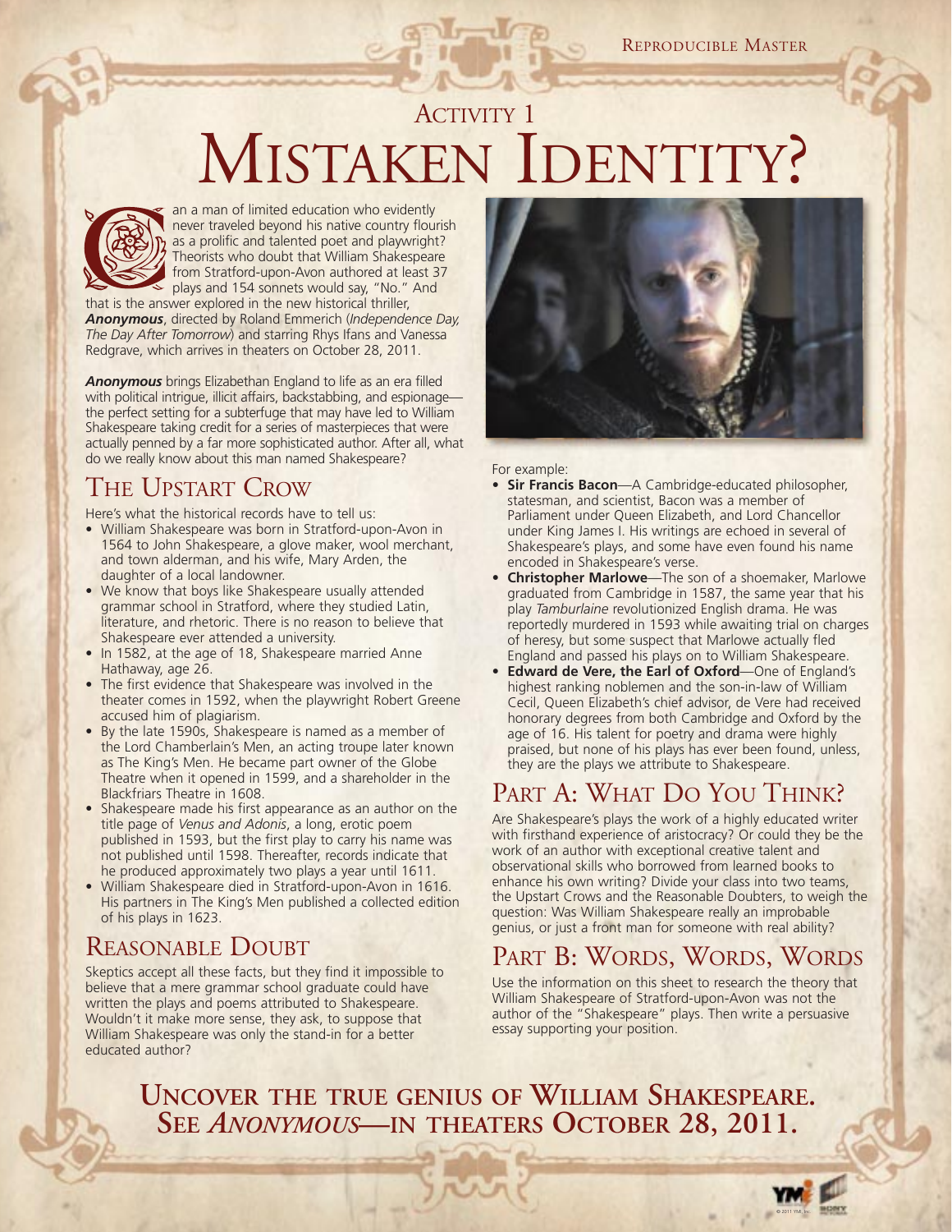REPRODUCIBLE MASTER

## ACTIVITY 1

# MISTAKEN IDENTITY?

Can a man of limited education who evidently never traveled beyond his native country flourish as a prolific and talented poet and playwright? Theorists who doubt that William Shakespeare from Stratford-upon-Avon authored at least 37 plays and 154 sonnets would say, "No." And that is the answer explored in the new historical thriller, ***Anonymous***, directed by Roland Emmerich (*Independence Day, The Day After Tomorrow*) and starring Rhys Ifans and Vanessa Redgrave, which arrives in theaters on October 28, 2011.

***Anonymous*** brings Elizabethan England to life as an era filled with political intrigue, illicit affairs, backstabbing, and espionage—the perfect setting for a subterfuge that may have led to William Shakespeare taking credit for a series of masterpieces that were actually penned by a far more sophisticated author. After all, what do we really know about this man named Shakespeare?

## THE UPSTART CROW

Here's what the historical records have to tell us:

- William Shakespeare was born in Stratford-upon-Avon in 1564 to John Shakespeare, a glove maker, wool merchant, and town alderman, and his wife, Mary Arden, the daughter of a local landowner.
- We know that boys like Shakespeare usually attended grammar school in Stratford, where they studied Latin, literature, and rhetoric. There is no reason to believe that Shakespeare ever attended a university.
- In 1582, at the age of 18, Shakespeare married Anne Hathaway, age 26.
- The first evidence that Shakespeare was involved in the theater comes in 1592, when the playwright Robert Greene accused him of plagiarism.
- By the late 1590s, Shakespeare is named as a member of the Lord Chamberlain's Men, an acting troupe later known as The King's Men. He became part owner of the Globe Theatre when it opened in 1599, and a shareholder in the Blackfriars Theatre in 1608.
- Shakespeare made his first appearance as an author on the title page of *Venus and Adonis*, a long, erotic poem published in 1593, but the first play to carry his name was not published until 1598. Thereafter, records indicate that he produced approximately two plays a year until 1611.
- William Shakespeare died in Stratford-upon-Avon in 1616. His partners in The King's Men published a collected edition of his plays in 1623.

## REASONABLE DOUBT

Skeptics accept all these facts, but they find it impossible to believe that a mere grammar school graduate could have written the plays and poems attributed to Shakespeare. Wouldn't it make more sense, they ask, to suppose that William Shakespeare was only the stand-in for a better educated author?

For example:

- **Sir Francis Bacon**—A Cambridge-educated philosopher, statesman, and scientist, Bacon was a member of Parliament under Queen Elizabeth, and Lord Chancellor under King James I. His writings are echoed in several of Shakespeare's plays, and some have even found his name encoded in Shakespeare's verse.
- **Christopher Marlowe**—The son of a shoemaker, Marlowe graduated from Cambridge in 1587, the same year that his play *Tamburlaine* revolutionized English drama. He was reportedly murdered in 1593 while awaiting trial on charges of heresy, but some suspect that Marlowe actually fled England and passed his plays on to William Shakespeare.
- **Edward de Vere, the Earl of Oxford**—One of England's highest ranking noblemen and the son-in-law of William Cecil, Queen Elizabeth's chief advisor, de Vere had received honorary degrees from both Cambridge and Oxford by the age of 16. His talent for poetry and drama were highly praised, but none of his plays has ever been found, unless, they are the plays we attribute to Shakespeare.

## PART A: WHAT DO YOU THINK?

Are Shakespeare's plays the work of a highly educated writer with firsthand experience of aristocracy? Or could they be the work of an author with exceptional creative talent and observational skills who borrowed from learned books to enhance his own writing? Divide your class into two teams, the Upstart Crows and the Reasonable Doubters, to weigh the question: Was William Shakespeare really an improbable genius, or just a front man for someone with real ability?

## PART B: WORDS, WORDS, WORDS

Use the information on this sheet to research the theory that William Shakespeare of Stratford-upon-Avon was not the author of the "Shakespeare" plays. Then write a persuasive essay supporting your position.

**UNCOVER THE TRUE GENIUS OF WILLIAM SHAKESPEARE. SEE *ANONYMOUS*—IN THEATERS OCTOBER 28, 2011.**

© 2011 YMI, Inc.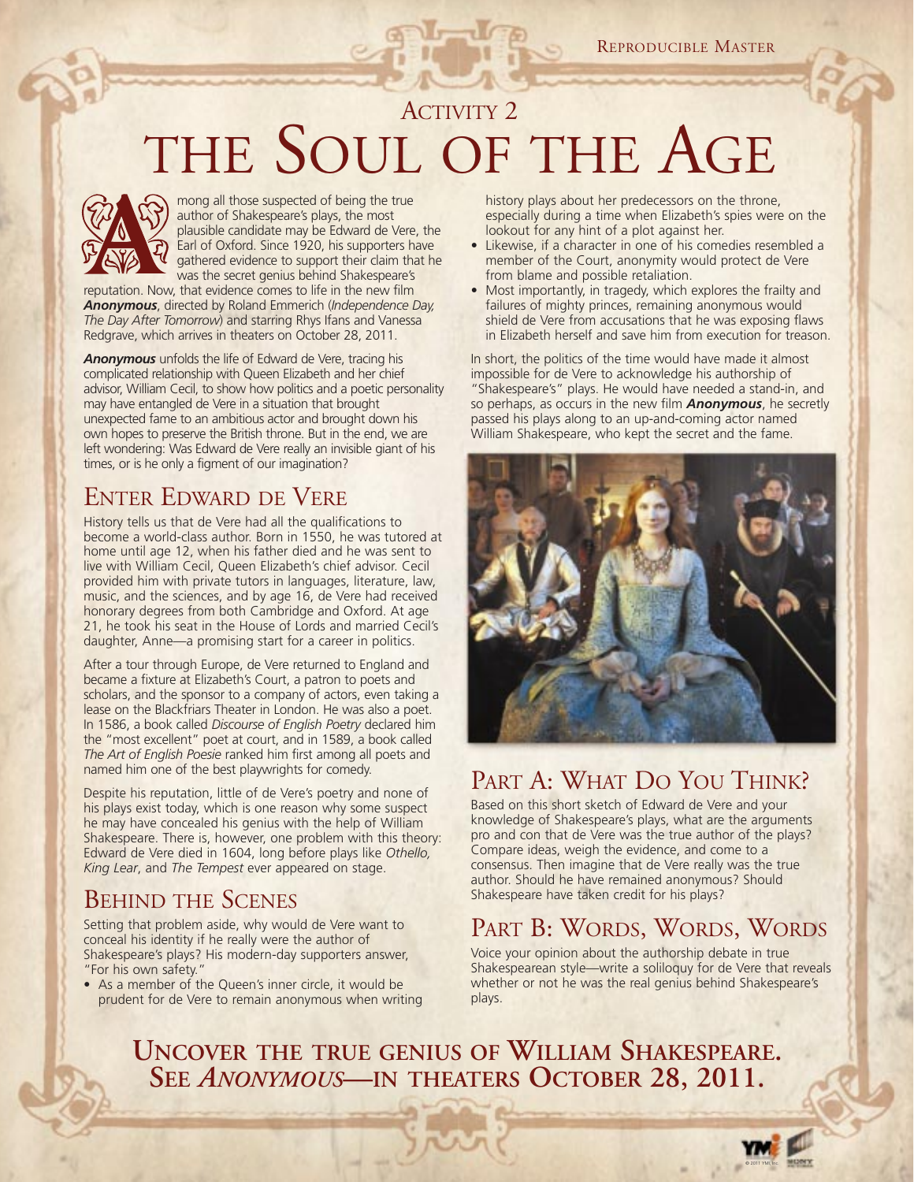# Activity 2

# The Soul of the Age

Among all those suspected of being the true author of Shakespeare's plays, the most plausible candidate may be Edward de Vere, the Earl of Oxford. Since 1920, his supporters have gathered evidence to support their claim that he was the secret genius behind Shakespeare's reputation. Now, that evidence comes to life in the new film ***Anonymous***, directed by Roland Emmerich (*Independence Day, The Day After Tomorrow*) and starring Rhys Ifans and Vanessa Redgrave, which arrives in theaters on October 28, 2011.

***Anonymous*** unfolds the life of Edward de Vere, tracing his complicated relationship with Queen Elizabeth and her chief advisor, William Cecil, to show how politics and a poetic personality may have entangled de Vere in a situation that brought unexpected fame to an ambitious actor and brought down his own hopes to preserve the British throne. But in the end, we are left wondering: Was Edward de Vere really an invisible giant of his times, or is he only a figment of our imagination?

## Enter Edward de Vere

History tells us that de Vere had all the qualifications to become a world-class author. Born in 1550, he was tutored at home until age 12, when his father died and he was sent to live with William Cecil, Queen Elizabeth's chief advisor. Cecil provided him with private tutors in languages, literature, law, music, and the sciences, and by age 16, de Vere had received honorary degrees from both Cambridge and Oxford. At age 21, he took his seat in the House of Lords and married Cecil's daughter, Anne—a promising start for a career in politics.

After a tour through Europe, de Vere returned to England and became a fixture at Elizabeth's Court, a patron to poets and scholars, and the sponsor to a company of actors, even taking a lease on the Blackfriars Theater in London. He was also a poet. In 1586, a book called *Discourse of English Poetry* declared him the "most excellent" poet at court, and in 1589, a book called *The Art of English Poesie* ranked him first among all poets and named him one of the best playwrights for comedy.

Despite his reputation, little of de Vere's poetry and none of his plays exist today, which is one reason why some suspect he may have concealed his genius with the help of William Shakespeare. There is, however, one problem with this theory: Edward de Vere died in 1604, long before plays like *Othello, King Lear*, and *The Tempest* ever appeared on stage.

## Behind the Scenes

Setting that problem aside, why would de Vere want to conceal his identity if he really were the author of Shakespeare's plays? His modern-day supporters answer, "For his own safety."

- As a member of the Queen's inner circle, it would be prudent for de Vere to remain anonymous when writing history plays about her predecessors on the throne, especially during a time when Elizabeth's spies were on the lookout for any hint of a plot against her.
- Likewise, if a character in one of his comedies resembled a member of the Court, anonymity would protect de Vere from blame and possible retaliation.
- Most importantly, in tragedy, which explores the frailty and failures of mighty princes, remaining anonymous would shield de Vere from accusations that he was exposing flaws in Elizabeth herself and save him from execution for treason.

In short, the politics of the time would have made it almost impossible for de Vere to acknowledge his authorship of "Shakespeare's" plays. He would have needed a stand-in, and so perhaps, as occurs in the new film ***Anonymous***, he secretly passed his plays along to an up-and-coming actor named William Shakespeare, who kept the secret and the fame.

## Part A: What Do You Think?

Based on this short sketch of Edward de Vere and your knowledge of Shakespeare's plays, what are the arguments pro and con that de Vere was the true author of the plays? Compare ideas, weigh the evidence, and come to a consensus. Then imagine that de Vere really was the true author. Should he have remained anonymous? Should Shakespeare have taken credit for his plays?

## Part B: Words, Words, Words

Voice your opinion about the authorship debate in true Shakespearean style—write a soliloquy for de Vere that reveals whether or not he was the real genius behind Shakespeare's plays.

**Uncover the true genius of William Shakespeare. See *Anonymous*—in theaters October 28, 2011.**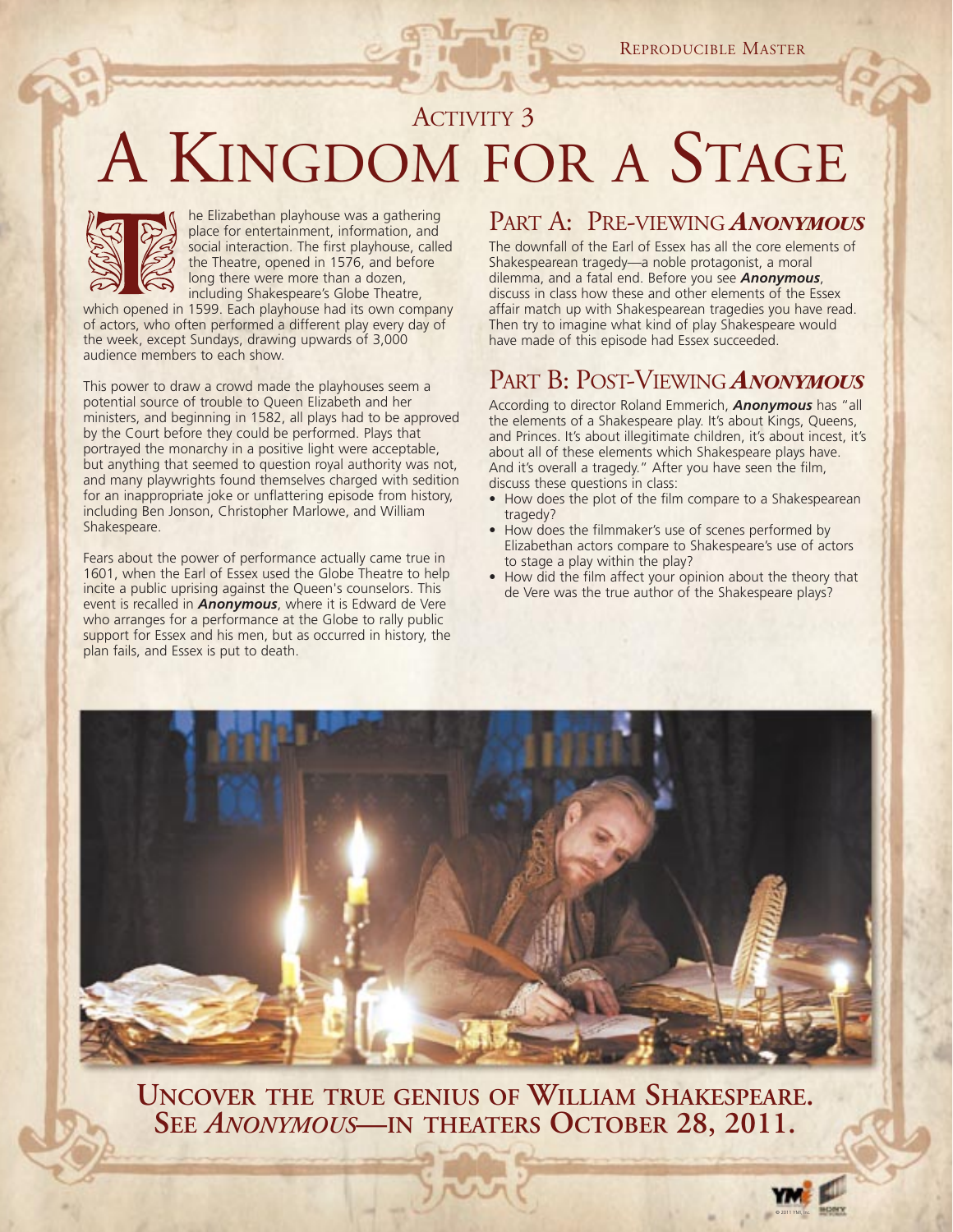Reproducible Master

## Activity 3

# A Kingdom for a Stage

The Elizabethan playhouse was a gathering place for entertainment, information, and social interaction. The first playhouse, called the Theatre, opened in 1576, and before long there were more than a dozen, including Shakespeare's Globe Theatre, which opened in 1599. Each playhouse had its own company of actors, who often performed a different play every day of the week, except Sundays, drawing upwards of 3,000 audience members to each show.

This power to draw a crowd made the playhouses seem a potential source of trouble to Queen Elizabeth and her ministers, and beginning in 1582, all plays had to be approved by the Court before they could be performed. Plays that portrayed the monarchy in a positive light were acceptable, but anything that seemed to question royal authority was not, and many playwrights found themselves charged with sedition for an inappropriate joke or unflattering episode from history, including Ben Jonson, Christopher Marlowe, and William Shakespeare.

Fears about the power of performance actually came true in 1601, when the Earl of Essex used the Globe Theatre to help incite a public uprising against the Queen's counselors. This event is recalled in ***Anonymous***, where it is Edward de Vere who arranges for a performance at the Globe to rally public support for Essex and his men, but as occurred in history, the plan fails, and Essex is put to death.

## Part A: Pre-viewing *Anonymous*

The downfall of the Earl of Essex has all the core elements of Shakespearean tragedy—a noble protagonist, a moral dilemma, and a fatal end. Before you see ***Anonymous***, discuss in class how these and other elements of the Essex affair match up with Shakespearean tragedies you have read. Then try to imagine what kind of play Shakespeare would have made of this episode had Essex succeeded.

## Part B: Post-Viewing *Anonymous*

According to director Roland Emmerich, ***Anonymous*** has "all the elements of a Shakespeare play. It's about Kings, Queens, and Princes. It's about illegitimate children, it's about incest, it's about all of these elements which Shakespeare plays have. And it's overall a tragedy." After you have seen the film, discuss these questions in class:

- How does the plot of the film compare to a Shakespearean tragedy?
- How does the filmmaker's use of scenes performed by Elizabethan actors compare to Shakespeare's use of actors to stage a play within the play?
- How did the film affect your opinion about the theory that de Vere was the true author of the Shakespeare plays?

**Uncover the true genius of William Shakespeare.**
**See *Anonymous*—in theaters October 28, 2011.**

© 2011 YMI, Inc.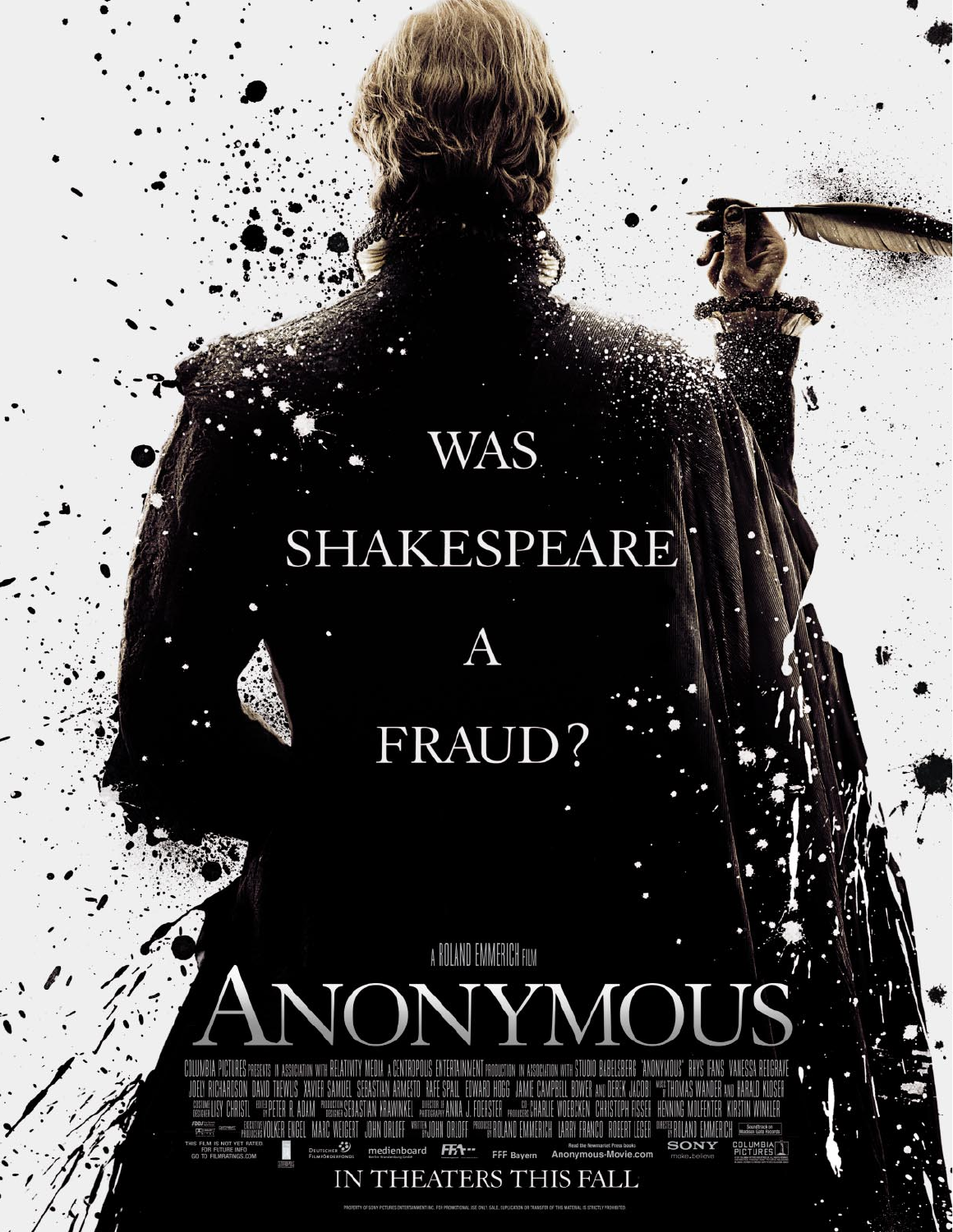WAS SHAKESPEARE A FRAUD?

A ROLAND EMMERICH FILM

# ANONYMOUS

COLUMBIA PICTURES PRESENTS IN ASSOCIATION WITH RELATIVITY MEDIA A CENTROPOLIS ENTERTAINMENT PRODUCTION IN ASSOCIATION WITH STUDIO BABELSBERG "ANONYMOUS" RHYS IFANS VANESSA REDGRAVE JOELY RICHARDSON DAVID THEWLIS XAVIER SAMUEL SEBASTIAN ARMESTO RAFE SPALL EDWARD HOGG JAMIE CAMPBELL BOWER AND DEREK JACOBI MUSIC BY THOMAS WANDER AND HARALD KLOSER COSTUME DESIGNER LISY CHRISTL EDITED BY PETER R. ADAM PRODUCTION DESIGNER SEBASTIAN KRAWINKEL DIRECTOR OF PHOTOGRAPHY ANNA J. FOERSTER CO-PRODUCERS CHARLIE WOEBCKEN CHRISTOPH FISSER HENNING MOLFENTER KIRSTIN WINKLER EXECUTIVE PRODUCERS VOLKER ENGEL MARC WEIGERT JOHN ORLOFF WRITTEN BY JOHN ORLOFF PRODUCED BY ROLAND EMMERICH LARRY FRANCO ROBERT LEGER DIRECTED BY ROLAND EMMERICH

Soundtrack on Madison Gate Records

THIS FILM IS NOT YET RATED. FOR FUTURE INFO GO TO FILMRATINGS.COM

Deutscher Filmförderfonds · medienboard Berlin Brandenburg GmbH · FFA · FFF Bayern

Read the Newmarket Press books

Anonymous-Movie.com

SONY make.believe

COLUMBIA PICTURES

IN THEATERS THIS FALL

PROPERTY OF SONY PICTURES ENTERTAINMENT INC. FOR PROMOTIONAL USE ONLY. SALE, DUPLICATION OR TRANSFER OF THIS MATERIAL IS STRICTLY PROHIBITED.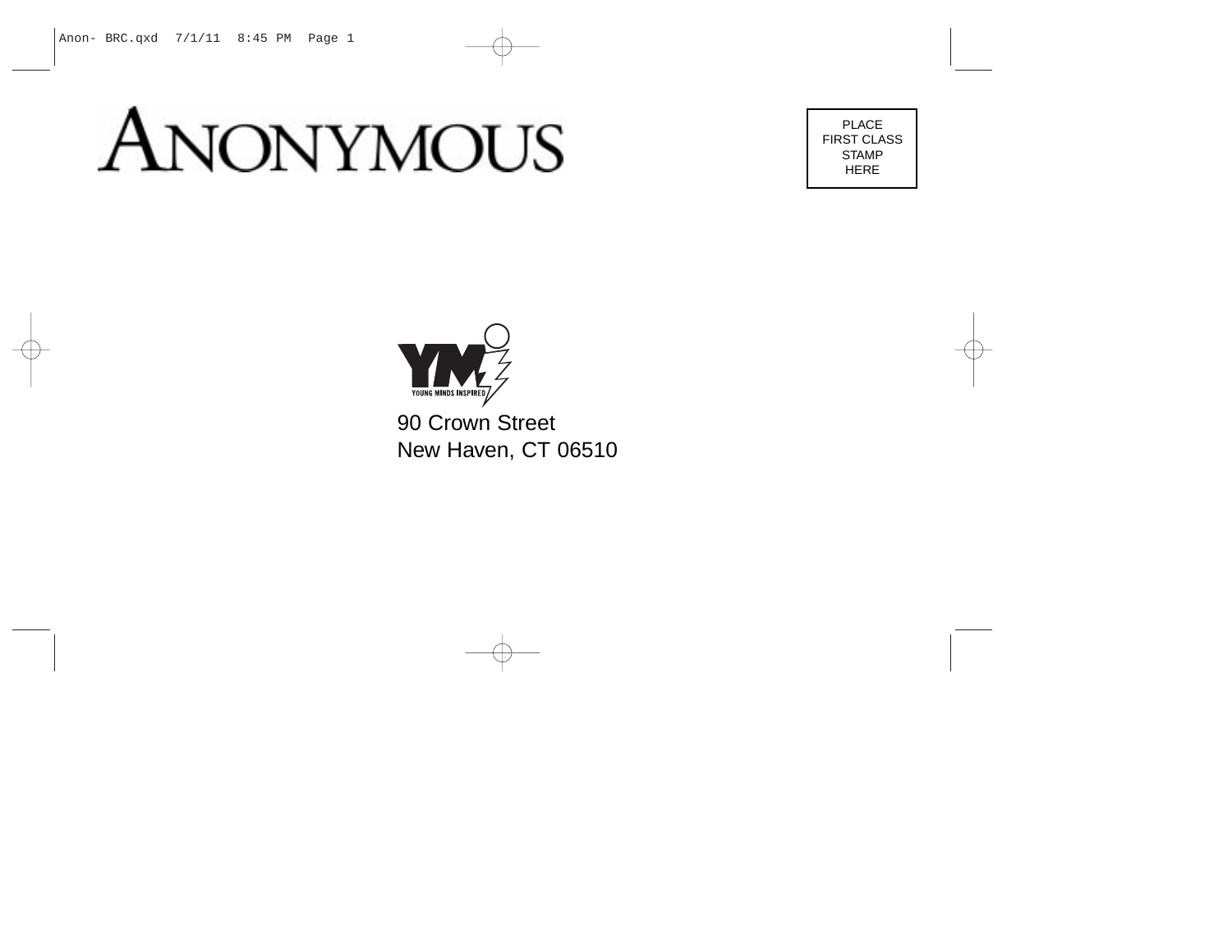# ANONYMOUS

PLACE
FIRST CLASS
STAMP
HERE

YM
YOUNG MINDS INSPIRED

90 Crown Street
New Haven, CT 06510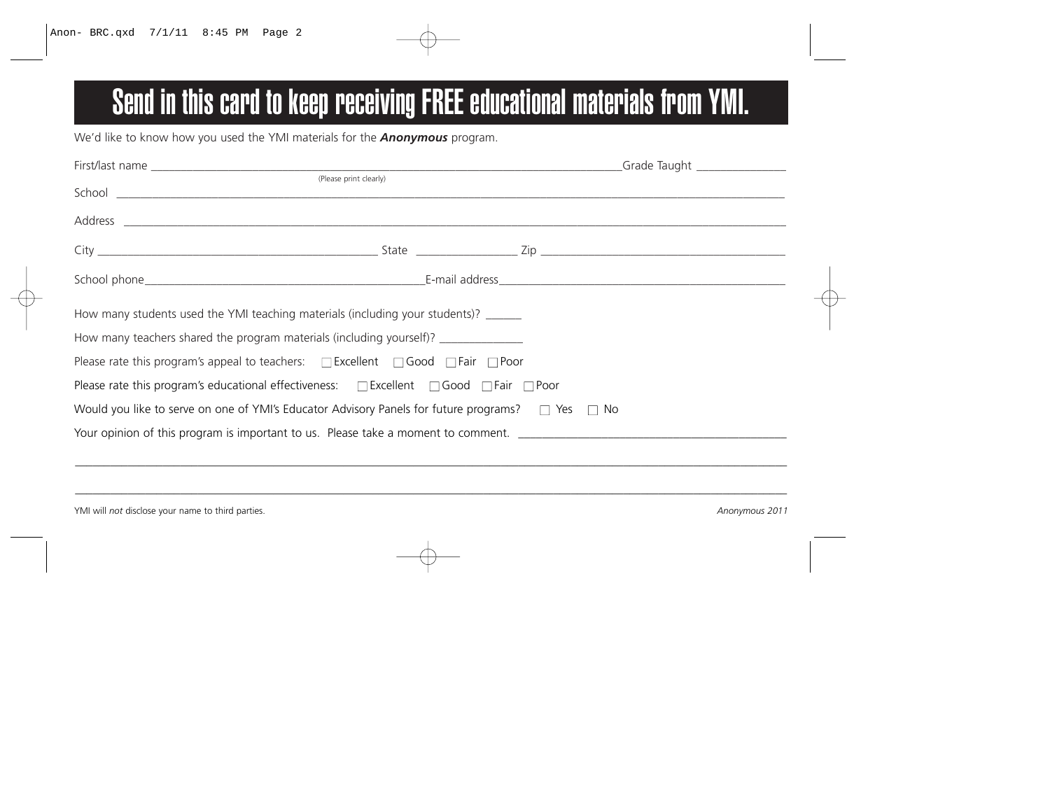# Send in this card to keep receiving FREE educational materials from YMI.

We'd like to know how you used the YMI materials for the ***Anonymous*** program.

First/last name ______________________________________________ Grade Taught ______________
(Please print clearly)

School ________________________________________________________________________________

Address _______________________________________________________________________________

City ______________________________ State ________________ Zip ______________________________

School phone ______________________________ E-mail address ______________________________

How many students used the YMI teaching materials (including your students)? ______

How many teachers shared the program materials (including yourself)? ______________

Please rate this program's appeal to teachers: ☐ Excellent ☐ Good ☐ Fair ☐ Poor

Please rate this program's educational effectiveness: ☐ Excellent ☐ Good ☐ Fair ☐ Poor

Would you like to serve on one of YMI's Educator Advisory Panels for future programs? ☐ Yes ☐ No

Your opinion of this program is important to us. Please take a moment to comment. ______________________________

________________________________________________________________________________

________________________________________________________________________________

YMI will *not* disclose your name to third parties.

*Anonymous 2011*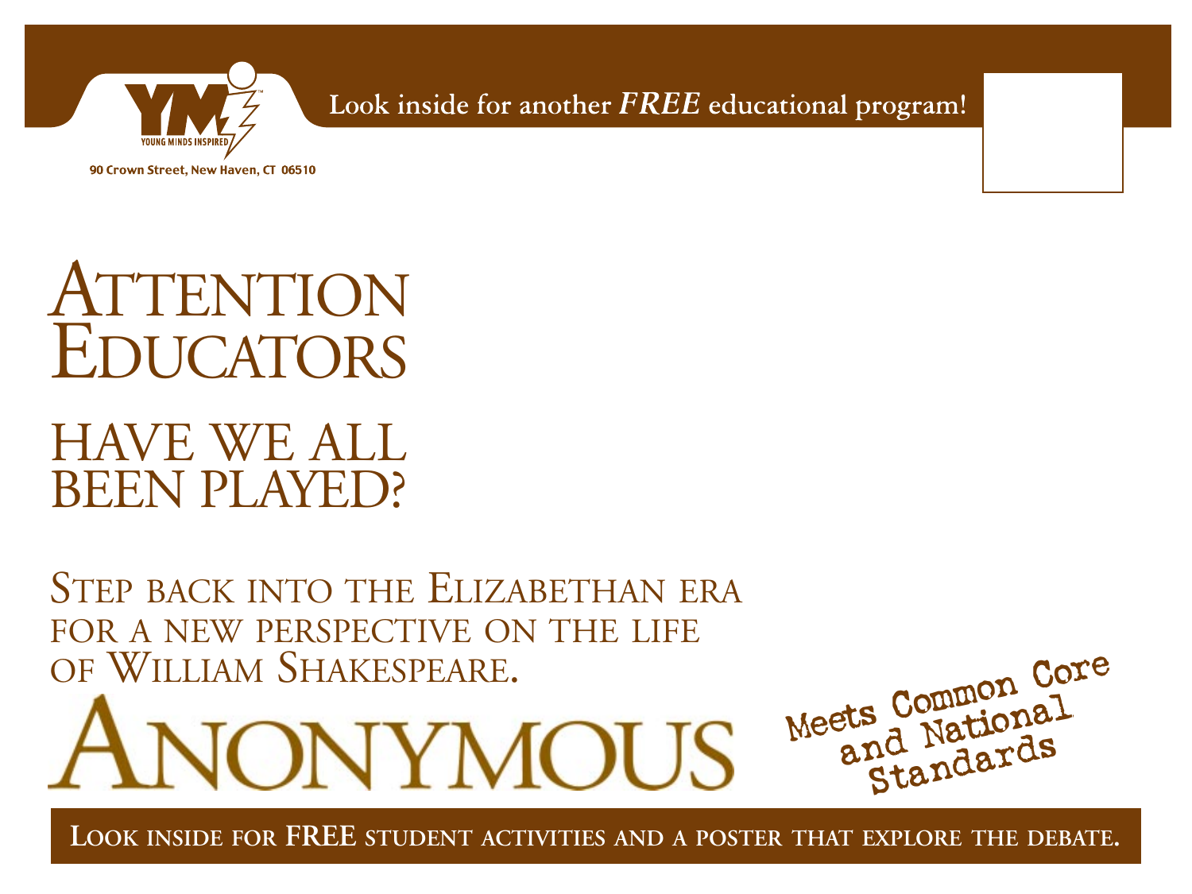YOUNG MINDS INSPIRED

90 Crown Street, New Haven, CT 06510

Look inside for another *FREE* educational program!

# Attention Educators

## Have We All Been Played?

Step back into the Elizabethan era for a new perspective on the life of William Shakespeare.

# Anonymous

Meets Common Core and National Standards

**Look inside for FREE student activities and a poster that explore the debate.**